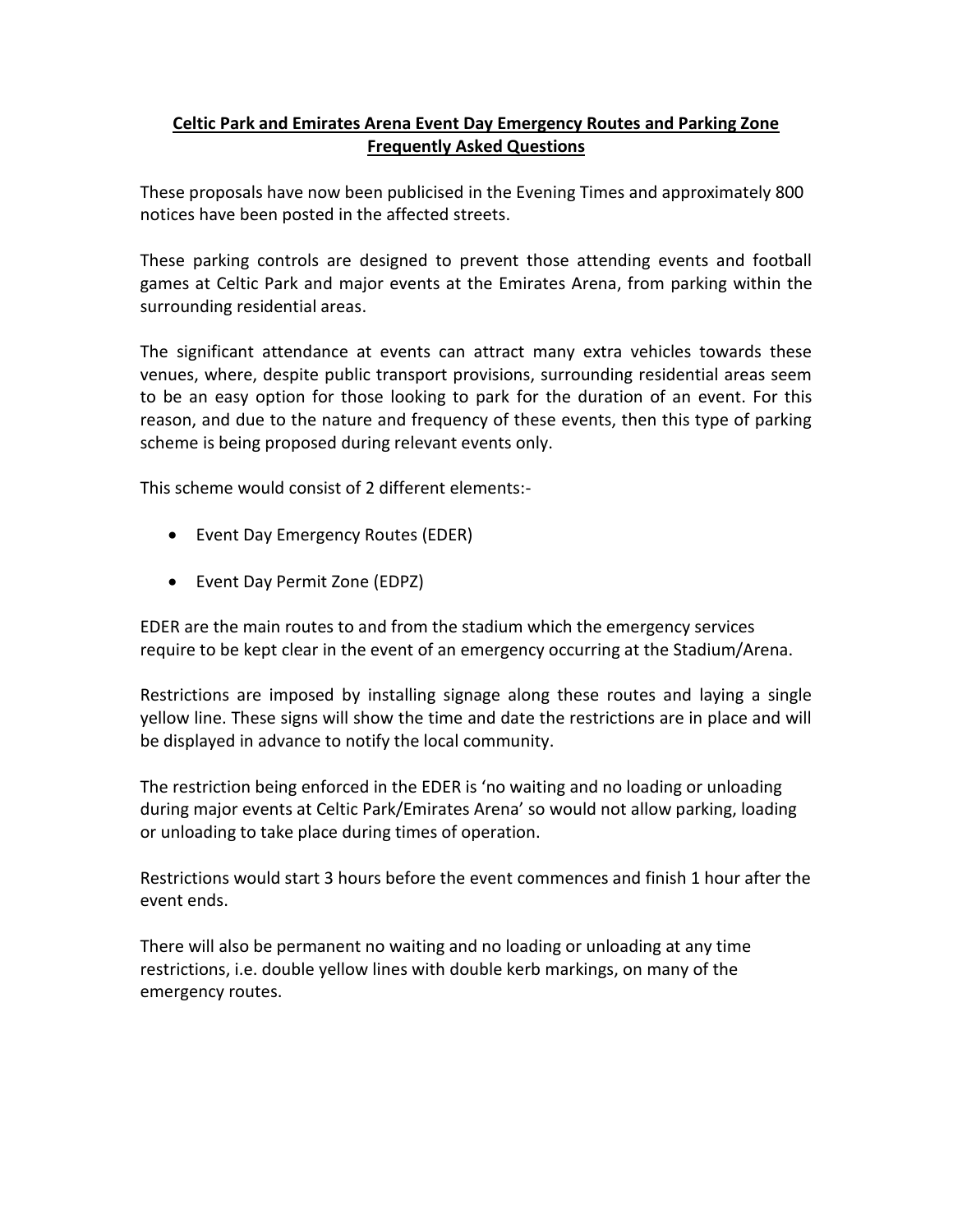# Celtic Park and Emirates Arena Event Day Emergency Routes and Parking Zone Frequently Asked Questions

These proposals have now been publicised in the Evening Times and approximately 800 notices have been posted in the affected streets.

These parking controls are designed to prevent those attending events and football games at Celtic Park and major events at the Emirates Arena, from parking within the surrounding residential areas.

The significant attendance at events can attract many extra vehicles towards these venues, where, despite public transport provisions, surrounding residential areas seem to be an easy option for those looking to park for the duration of an event. For this reason, and due to the nature and frequency of these events, then this type of parking scheme is being proposed during relevant events only.

This scheme would consist of 2 different elements:-

- Event Day Emergency Routes (EDER)
- Event Day Permit Zone (EDPZ)

EDER are the main routes to and from the stadium which the emergency services require to be kept clear in the event of an emergency occurring at the Stadium/Arena.

Restrictions are imposed by installing signage along these routes and laying a single yellow line. These signs will show the time and date the restrictions are in place and will be displayed in advance to notify the local community.

The restriction being enforced in the EDER is 'no waiting and no loading or unloading during major events at Celtic Park/Emirates Arena' so would not allow parking, loading or unloading to take place during times of operation.

Restrictions would start 3 hours before the event commences and finish 1 hour after the event ends.

There will also be permanent no waiting and no loading or unloading at any time restrictions, i.e. double yellow lines with double kerb markings, on many of the emergency routes.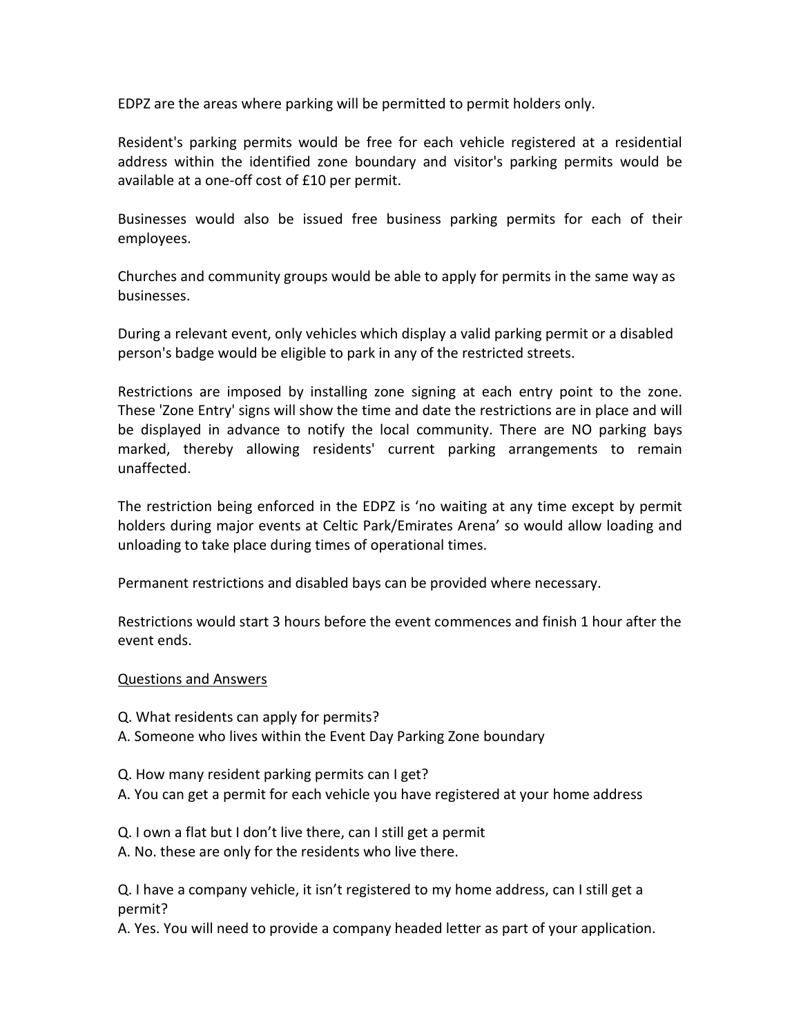EDPZ are the areas where parking will be permitted to permit holders only.

Resident's parking permits would be free for each vehicle registered at a residential address within the identified zone boundary and visitor's parking permits would be available at a one-off cost of £10 per permit.

Businesses would also be issued free business parking permits for each of their employees.

Churches and community groups would be able to apply for permits in the same way as businesses.

During a relevant event, only vehicles which display a valid parking permit or a disabled person's badge would be eligible to park in any of the restricted streets.

Restrictions are imposed by installing zone signing at each entry point to the zone. These 'Zone Entry' signs will show the time and date the restrictions are in place and will be displayed in advance to notify the local community. There are NO parking bays marked, thereby allowing residents' current parking arrangements to remain unaffected.

The restriction being enforced in the EDPZ is 'no waiting at any time except by permit holders during major events at Celtic Park/Emirates Arena' so would allow loading and unloading to take place during times of operational times.

Permanent restrictions and disabled bays can be provided where necessary.

Restrictions would start 3 hours before the event commences and finish 1 hour after the event ends.

<u>Questions and Answers</u>

Q. What residents can apply for permits?
A. Someone who lives within the Event Day Parking Zone boundary

Q. How many resident parking permits can I get?
A. You can get a permit for each vehicle you have registered at your home address

Q. I own a flat but I don't live there, can I still get a permit
A. No. these are only for the residents who live there.

Q. I have a company vehicle, it isn't registered to my home address, can I still get a permit?
A. Yes. You will need to provide a company headed letter as part of your application.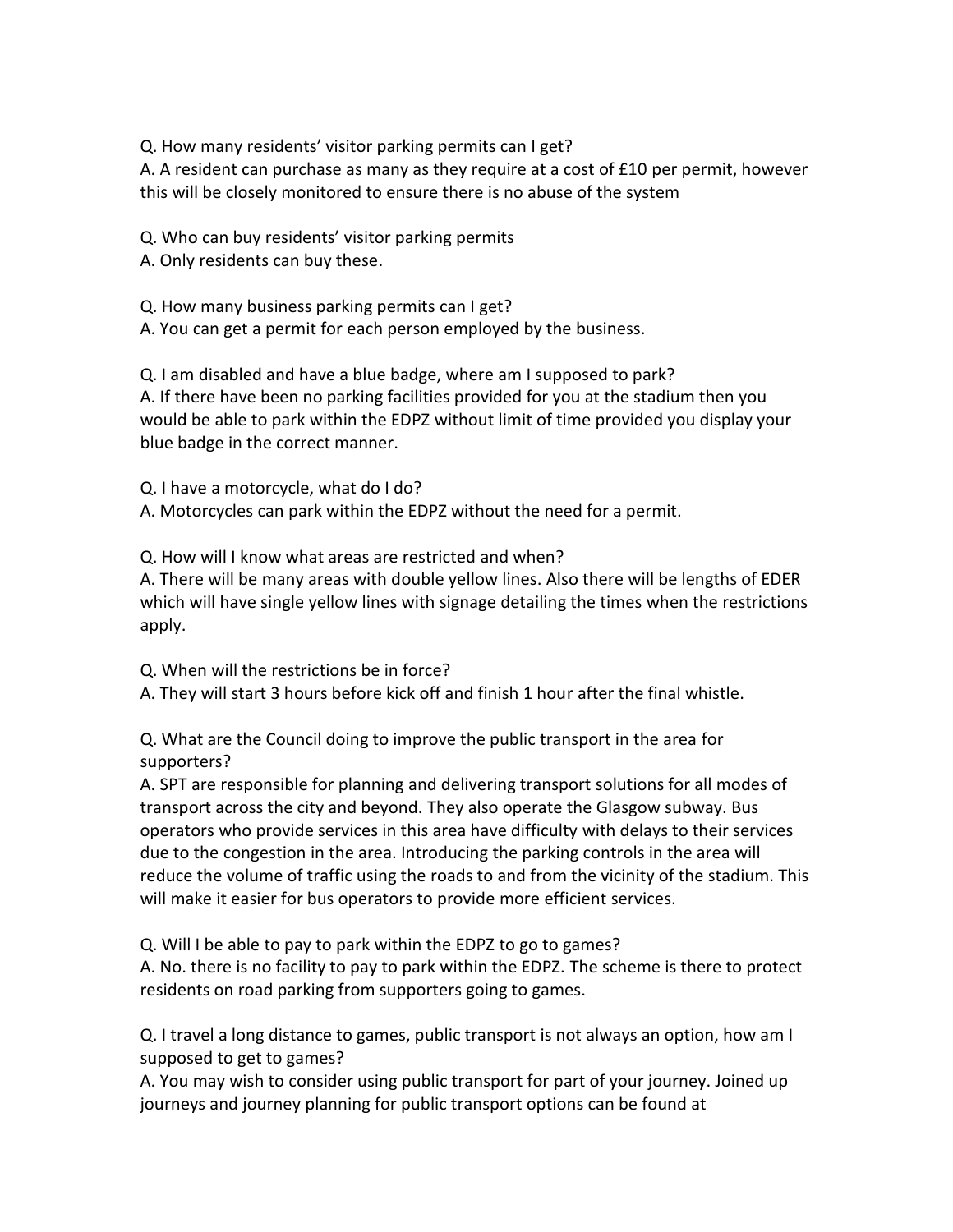Q. How many residents' visitor parking permits can I get?
A. A resident can purchase as many as they require at a cost of £10 per permit, however this will be closely monitored to ensure there is no abuse of the system

Q. Who can buy residents' visitor parking permits
A. Only residents can buy these.

Q. How many business parking permits can I get?
A. You can get a permit for each person employed by the business.

Q. I am disabled and have a blue badge, where am I supposed to park?
A. If there have been no parking facilities provided for you at the stadium then you would be able to park within the EDPZ without limit of time provided you display your blue badge in the correct manner.

Q. I have a motorcycle, what do I do?
A. Motorcycles can park within the EDPZ without the need for a permit.

Q. How will I know what areas are restricted and when?
A. There will be many areas with double yellow lines. Also there will be lengths of EDER which will have single yellow lines with signage detailing the times when the restrictions apply.

Q. When will the restrictions be in force?
A. They will start 3 hours before kick off and finish 1 hour after the final whistle.

Q. What are the Council doing to improve the public transport in the area for supporters?
A. SPT are responsible for planning and delivering transport solutions for all modes of transport across the city and beyond. They also operate the Glasgow subway. Bus operators who provide services in this area have difficulty with delays to their services due to the congestion in the area. Introducing the parking controls in the area will reduce the volume of traffic using the roads to and from the vicinity of the stadium. This will make it easier for bus operators to provide more efficient services.

Q. Will I be able to pay to park within the EDPZ to go to games?
A. No. there is no facility to pay to park within the EDPZ. The scheme is there to protect residents on road parking from supporters going to games.

Q. I travel a long distance to games, public transport is not always an option, how am I supposed to get to games?
A. You may wish to consider using public transport for part of your journey. Joined up journeys and journey planning for public transport options can be found at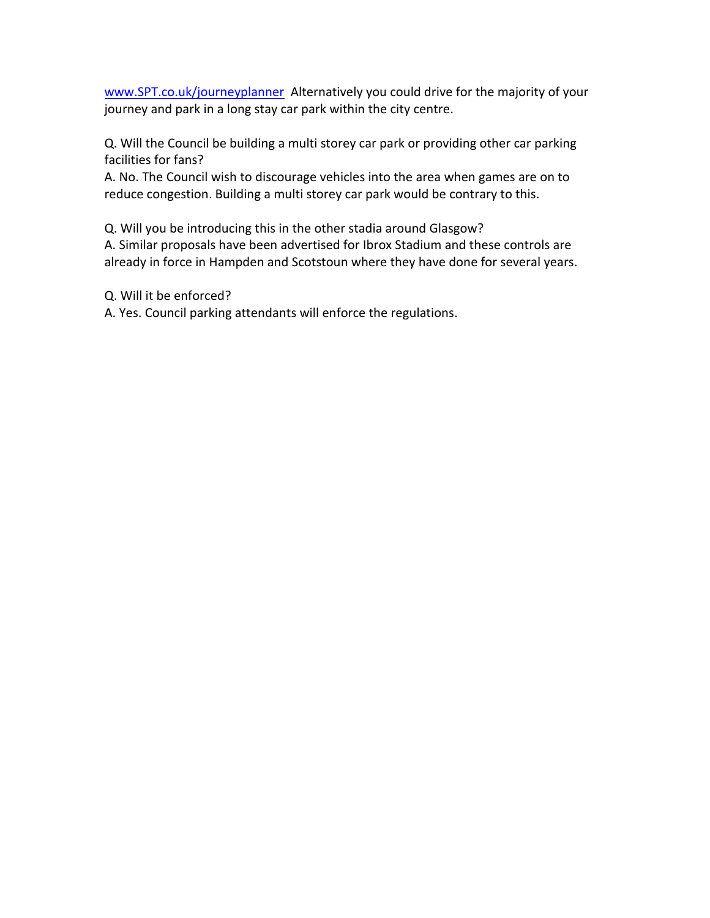www.SPT.co.uk/journeyplanner  Alternatively you could drive for the majority of your journey and park in a long stay car park within the city centre.

Q. Will the Council be building a multi storey car park or providing other car parking facilities for fans?
A. No. The Council wish to discourage vehicles into the area when games are on to reduce congestion. Building a multi storey car park would be contrary to this.

Q. Will you be introducing this in the other stadia around Glasgow?
A. Similar proposals have been advertised for Ibrox Stadium and these controls are already in force in Hampden and Scotstoun where they have done for several years.

Q. Will it be enforced?
A. Yes. Council parking attendants will enforce the regulations.